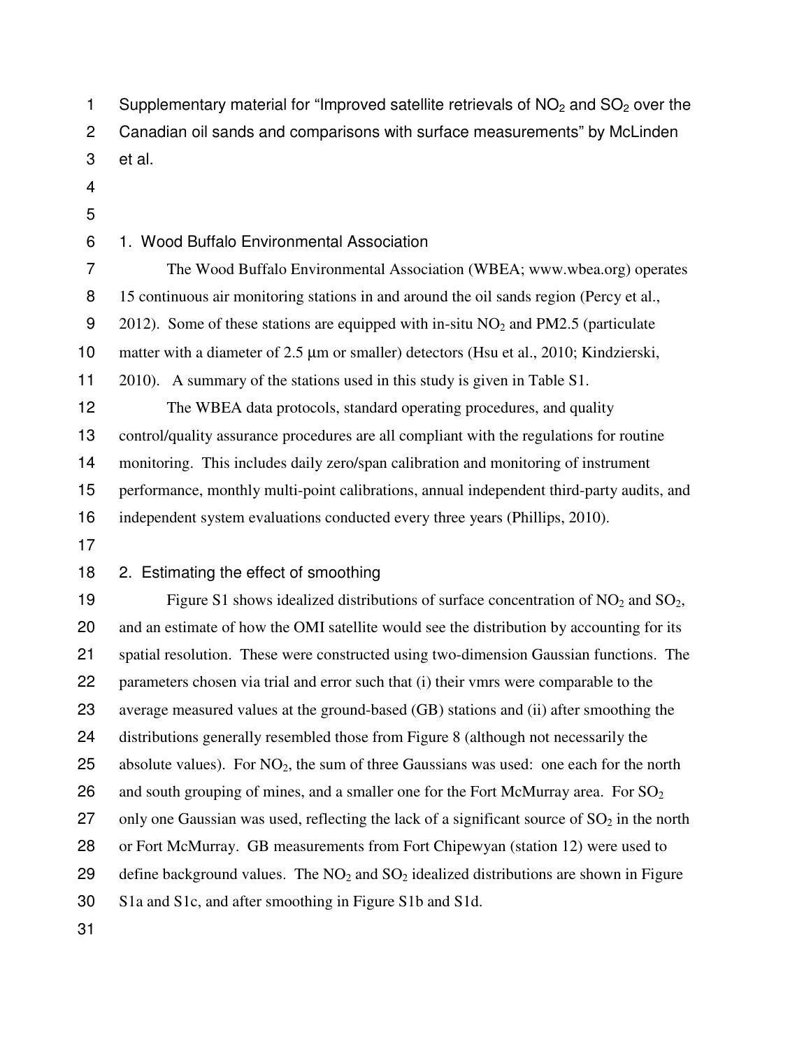Supplementary material for "Improved satellite retrievals of $NO_2$ and $SO_2$ over the Canadian oil sands and comparisons with surface measurements" by McLinden et al.

## 1. Wood Buffalo Environmental Association

The Wood Buffalo Environmental Association (WBEA; www.wbea.org) operates 15 continuous air monitoring stations in and around the oil sands region (Percy et al., 2012). Some of these stations are equipped with in-situ $NO_2$ and PM2.5 (particulate matter with a diameter of 2.5 μm or smaller) detectors (Hsu et al., 2010; Kindzierski, 2010). A summary of the stations used in this study is given in Table S1.

The WBEA data protocols, standard operating procedures, and quality control/quality assurance procedures are all compliant with the regulations for routine monitoring. This includes daily zero/span calibration and monitoring of instrument performance, monthly multi-point calibrations, annual independent third-party audits, and independent system evaluations conducted every three years (Phillips, 2010).

## 2. Estimating the effect of smoothing

Figure S1 shows idealized distributions of surface concentration of $NO_2$ and $SO_2$, and an estimate of how the OMI satellite would see the distribution by accounting for its spatial resolution. These were constructed using two-dimension Gaussian functions. The parameters chosen via trial and error such that (i) their vmrs were comparable to the average measured values at the ground-based (GB) stations and (ii) after smoothing the distributions generally resembled those from Figure 8 (although not necessarily the absolute values). For $NO_2$, the sum of three Gaussians was used: one each for the north and south grouping of mines, and a smaller one for the Fort McMurray area. For $SO_2$ only one Gaussian was used, reflecting the lack of a significant source of $SO_2$ in the north or Fort McMurray. GB measurements from Fort Chipewyan (station 12) were used to define background values. The $NO_2$ and $SO_2$ idealized distributions are shown in Figure S1a and S1c, and after smoothing in Figure S1b and S1d.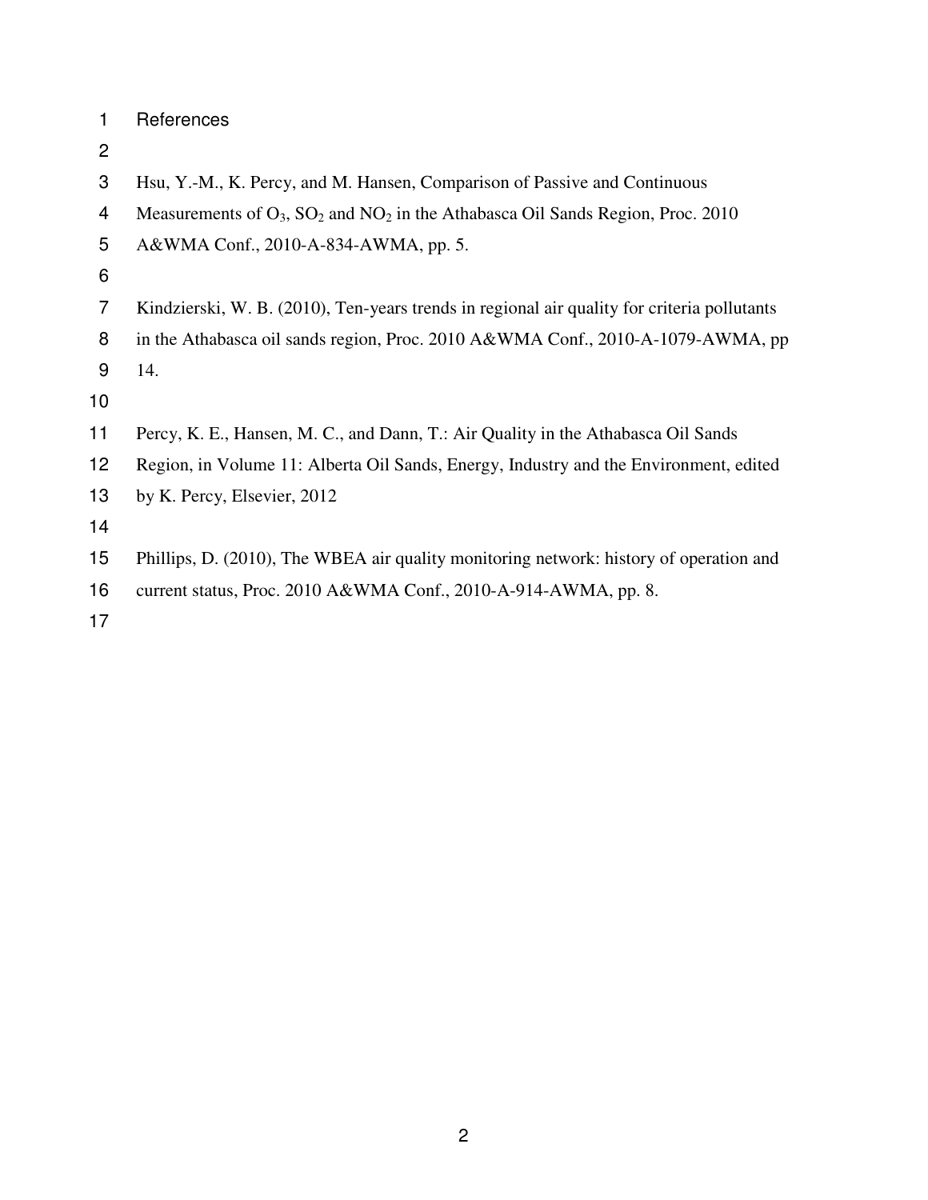# References

Hsu, Y.-M., K. Percy, and M. Hansen, Comparison of Passive and Continuous Measurements of $O_3$, $SO_2$ and $NO_2$ in the Athabasca Oil Sands Region, Proc. 2010 A&WMA Conf., 2010-A-834-AWMA, pp. 5.

Kindzierski, W. B. (2010), Ten-years trends in regional air quality for criteria pollutants in the Athabasca oil sands region, Proc. 2010 A&WMA Conf., 2010-A-1079-AWMA, pp 14.

Percy, K. E., Hansen, M. C., and Dann, T.: Air Quality in the Athabasca Oil Sands Region, in Volume 11: Alberta Oil Sands, Energy, Industry and the Environment, edited by K. Percy, Elsevier, 2012

Phillips, D. (2010), The WBEA air quality monitoring network: history of operation and current status, Proc. 2010 A&WMA Conf., 2010-A-914-AWMA, pp. 8.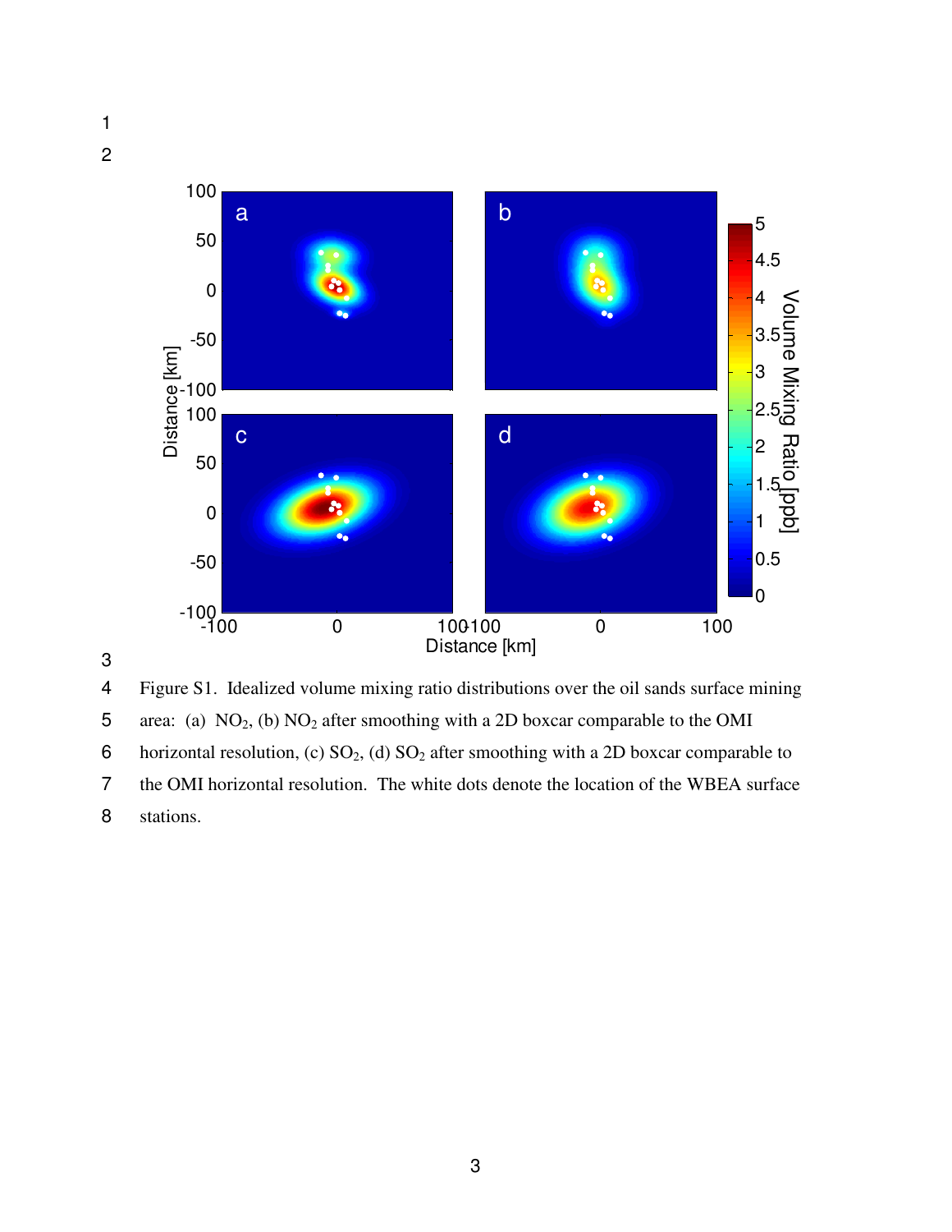Figure S1. Idealized volume mixing ratio distributions over the oil sands surface mining area: (a) $NO_2$, (b) $NO_2$ after smoothing with a 2D boxcar comparable to the OMI horizontal resolution, (c) $SO_2$, (d) $SO_2$ after smoothing with a 2D boxcar comparable to the OMI horizontal resolution. The white dots denote the location of the WBEA surface stations.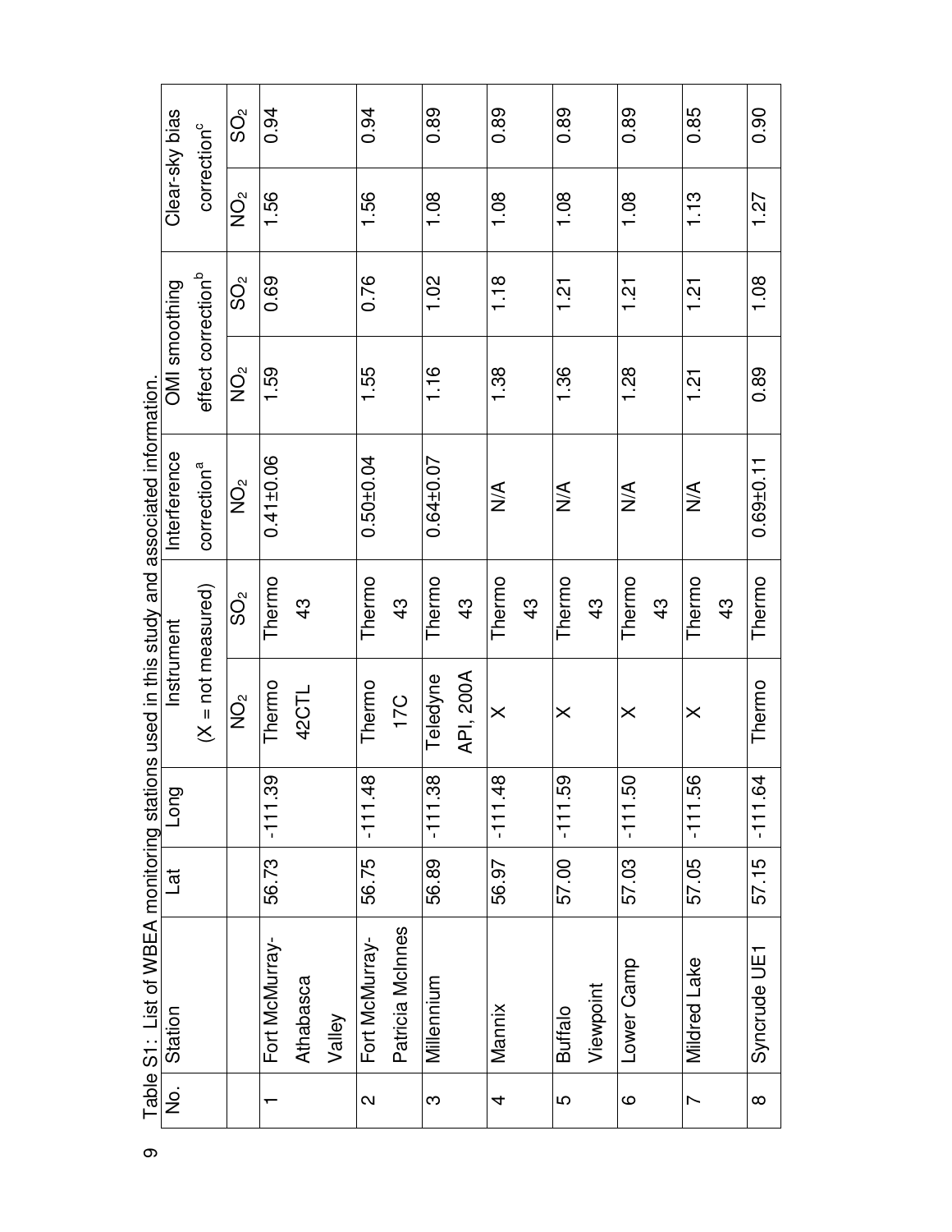Table S1: List of WBEA monitoring stations used in this study and associated information.

| No. | Station | Lat | Long | Instrument (X = not measured) | | Interference correction[a] | OMI smoothing effect correction[b] | | Clear-sky bias correction[c] | |
|---|---|---|---|---|---|---|---|---|---|---|
| | | | | $NO_2$ | $SO_2$ | $NO_2$ | $NO_2$ | $SO_2$ | $NO_2$ | $SO_2$ |
| 1 | Fort McMurray-Athabasca Valley | 56.73 | -111.39 | Thermo 42CTL | Thermo 43 | 0.41±0.06 | 1.59 | 0.69 | 1.56 | 0.94 |
| 2 | Fort McMurray-Patricia McInnes | 56.75 | -111.48 | Thermo 17C | Thermo 43 | 0.50±0.04 | 1.55 | 0.76 | 1.56 | 0.94 |
| 3 | Millennium | 56.89 | -111.38 | Teledyne API, 200A | Thermo 43 | 0.64±0.07 | 1.16 | 1.02 | 1.08 | 0.89 |
| 4 | Mannix | 56.97 | -111.48 | X | Thermo 43 | N/A | 1.38 | 1.18 | 1.08 | 0.89 |
| 5 | Buffalo Viewpoint | 57.00 | -111.59 | X | Thermo 43 | N/A | 1.36 | 1.21 | 1.08 | 0.89 |
| 6 | Lower Camp | 57.03 | -111.50 | X | Thermo 43 | N/A | 1.28 | 1.21 | 1.08 | 0.89 |
| 7 | Mildred Lake | 57.05 | -111.56 | X | Thermo 43 | N/A | 1.21 | 1.21 | 1.13 | 0.85 |
| 8 | Syncrude UE1 | 57.15 | -111.64 | Thermo | Thermo | 0.69±0.11 | 0.89 | 1.08 | 1.27 | 0.90 |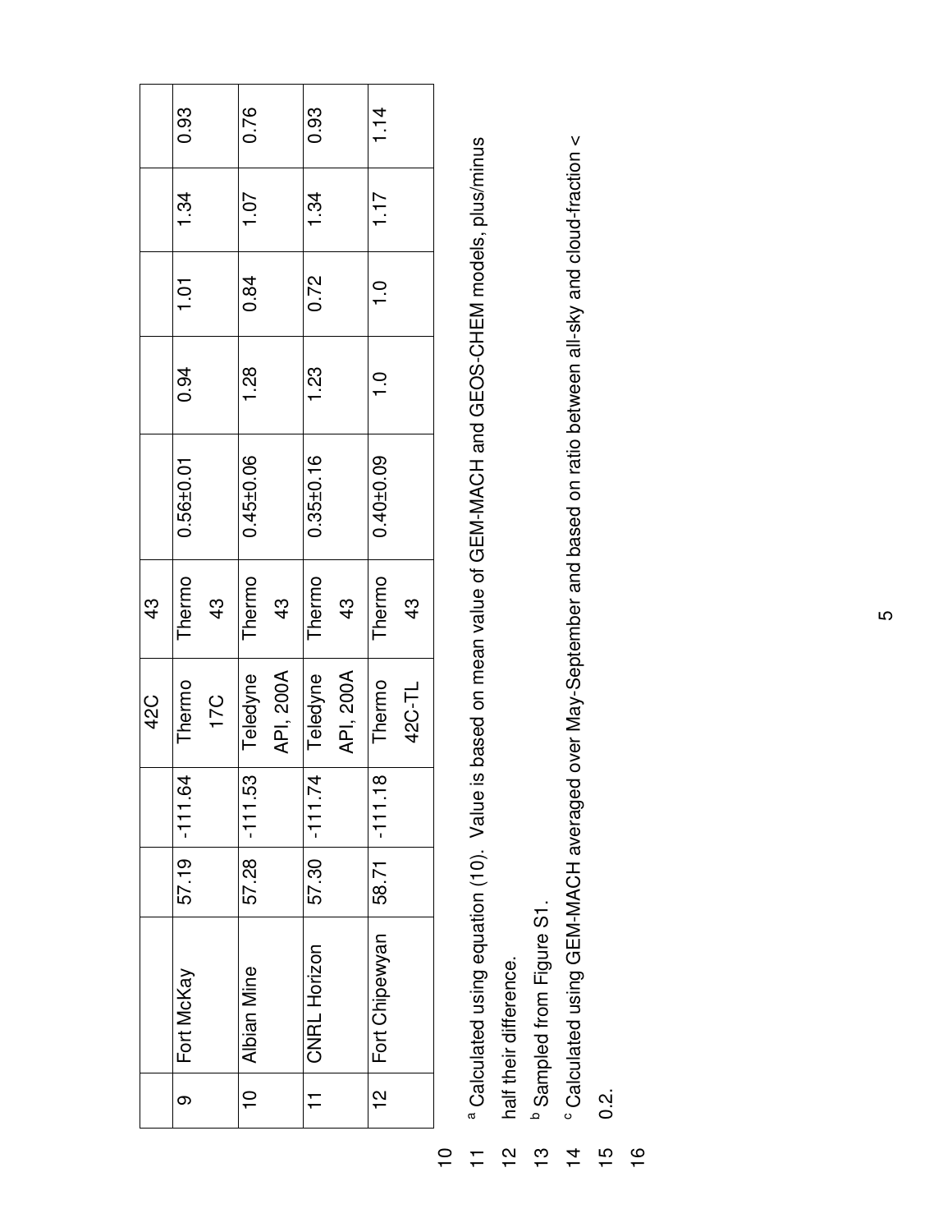| | | | | 42C | 43 | | | | | |
|---|---|---|---|---|---|---|---|---|---|---|
| 9 | Fort McKay | 57.19 | -111.64 | Thermo 17C | Thermo 43 | 0.56±0.01 | 0.94 | 1.01 | 1.34 | 0.93 |
| 10 | Albian Mine | 57.28 | -111.53 | Teledyne API, 200A | Thermo 43 | 0.45±0.06 | 1.28 | 0.84 | 1.07 | 0.76 |
| 11 | CNRL Horizon | 57.30 | -111.74 | Teledyne API, 200A | Thermo 43 | 0.35±0.16 | 1.23 | 0.72 | 1.34 | 0.93 |
| 12 | Fort Chipewyan | 58.71 | -111.18 | Thermo 42C-TL | Thermo 43 | 0.40±0.09 | 1.0 | 1.0 | 1.17 | 1.14 |

[a] Calculated using equation (10). Value is based on mean value of GEM-MACH and GEOS-CHEM models, plus/minus half their difference.

[b] Sampled from Figure S1.

[c] Calculated using GEM-MACH averaged over May-September and based on ratio between all-sky and cloud-fraction < 0.2.